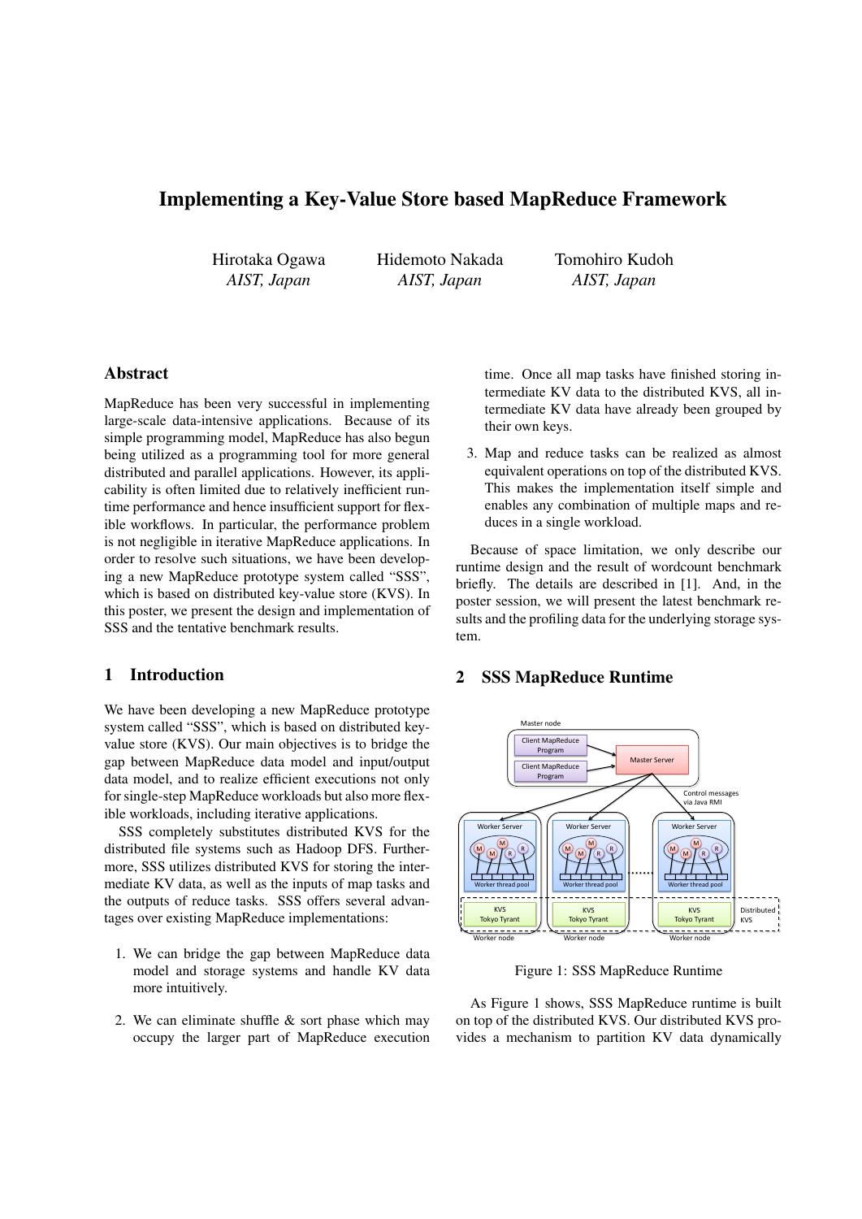# Implementing a Key-Value Store based MapReduce Framework

Hirotaka Ogawa
*AIST, Japan*

Hidemoto Nakada
*AIST, Japan*

Tomohiro Kudoh
*AIST, Japan*

## Abstract

MapReduce has been very successful in implementing large-scale data-intensive applications. Because of its simple programming model, MapReduce has also begun being utilized as a programming tool for more general distributed and parallel applications. However, its applicability is often limited due to relatively inefficient runtime performance and hence insufficient support for flexible workflows. In particular, the performance problem is not negligible in iterative MapReduce applications. In order to resolve such situations, we have been developing a new MapReduce prototype system called "SSS", which is based on distributed key-value store (KVS). In this poster, we present the design and implementation of SSS and the tentative benchmark results.

## 1 Introduction

We have been developing a new MapReduce prototype system called "SSS", which is based on distributed key-value store (KVS). Our main objectives is to bridge the gap between MapReduce data model and input/output data model, and to realize efficient executions not only for single-step MapReduce workloads but also more flexible workloads, including iterative applications.

SSS completely substitutes distributed KVS for the distributed file systems such as Hadoop DFS. Furthermore, SSS utilizes distributed KVS for storing the intermediate KV data, as well as the inputs of map tasks and the outputs of reduce tasks. SSS offers several advantages over existing MapReduce implementations:

1. We can bridge the gap between MapReduce data model and storage systems and handle KV data more intuitively.
2. We can eliminate shuffle & sort phase which may occupy the larger part of MapReduce execution time. Once all map tasks have finished storing intermediate KV data to the distributed KVS, all intermediate KV data have already been grouped by their own keys.
3. Map and reduce tasks can be realized as almost equivalent operations on top of the distributed KVS. This makes the implementation itself simple and enables any combination of multiple maps and reduces in a single workload.

Because of space limitation, we only describe our runtime design and the result of wordcount benchmark briefly. The details are described in [1]. And, in the poster session, we will present the latest benchmark results and the profiling data for the underlying storage system.

## 2 SSS MapReduce Runtime

Master node
Client MapReduce Program
Client MapReduce Program
Master Server
Control messages via Java RMI
Worker Server
Worker thread pool
KVS Tokyo Tyrant
Worker node
Distributed KVS

Figure 1: SSS MapReduce Runtime

As Figure 1 shows, SSS MapReduce runtime is built on top of the distributed KVS. Our distributed KVS provides a mechanism to partition KV data dynamically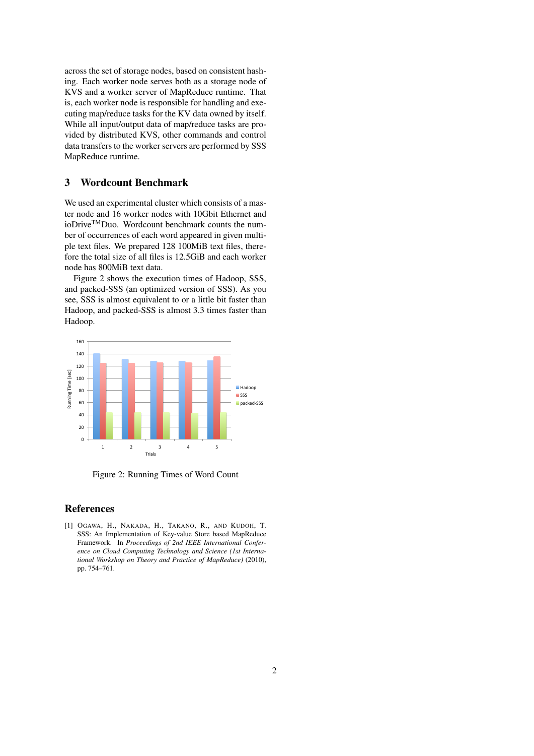across the set of storage nodes, based on consistent hashing. Each worker node serves both as a storage node of KVS and a worker server of MapReduce runtime. That is, each worker node is responsible for handling and executing map/reduce tasks for the KV data owned by itself. While all input/output data of map/reduce tasks are provided by distributed KVS, other commands and control data transfers to the worker servers are performed by SSS MapReduce runtime.

## 3 Wordcount Benchmark

We used an experimental cluster which consists of a master node and 16 worker nodes with 10Gbit Ethernet and ioDrive™Duo. Wordcount benchmark counts the number of occurrences of each word appeared in given multiple text files. We prepared 128 100MiB text files, therefore the total size of all files is 12.5GiB and each worker node has 800MiB text data.

Figure 2 shows the execution times of Hadoop, SSS, and packed-SSS (an optimized version of SSS). As you see, SSS is almost equivalent to or a little bit faster than Hadoop, and packed-SSS is almost 3.3 times faster than Hadoop.

Running Time [sec]
0
20
40
60
80
100
120
140
160
1
2
3
4
5
Trials
Hadoop
SSS
packed-SSS

Figure 2: Running Times of Word Count

## References

[1] Ogawa, H., Nakada, H., Takano, R., and Kudoh, T. SSS: An Implementation of Key-value Store based MapReduce Framework. In *Proceedings of 2nd IEEE International Conference on Cloud Computing Technology and Science (1st International Workshop on Theory and Practice of MapReduce)* (2010), pp. 754–761.